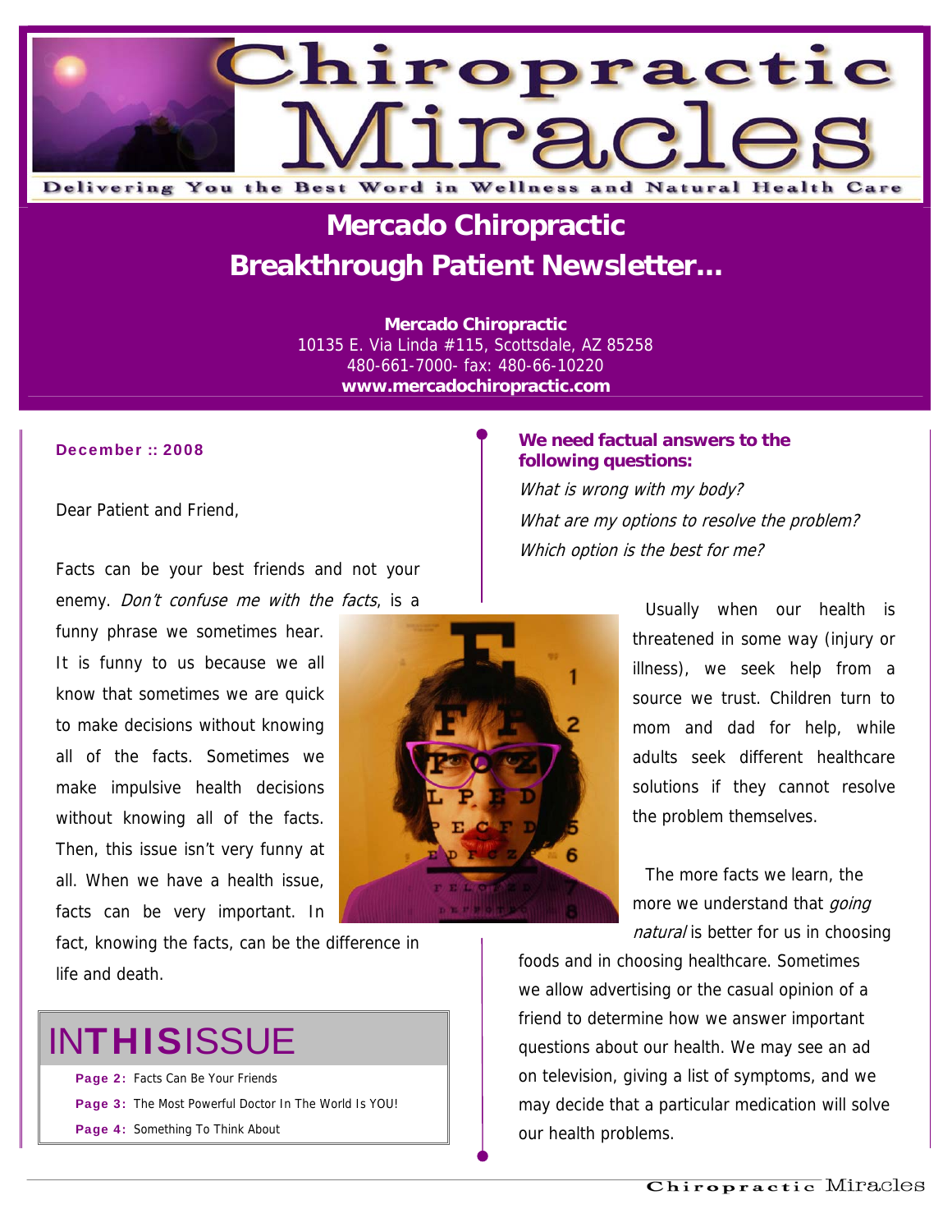# Chiropractic Miracles

Delivering You the Best Word in Wellness and Natural Health Care

## Mercado Chiropractic
## Breakthrough Patient Newsletter...

**Mercado Chiropractic**
10135 E. Via Linda #115, Scottsdale, AZ 85258
480-661-7000- fax: 480-66-10220
**www.mercadochiropractic.com**

**December :: 2008**

Dear Patient and Friend,

Facts can be your best friends and not your enemy. *Don't confuse me with the facts*, is a funny phrase we sometimes hear. It is funny to us because we all know that sometimes we are quick to make decisions without knowing all of the facts. Sometimes we make impulsive health decisions without knowing all of the facts. Then, this issue isn't very funny at all. When we have a health issue, facts can be very important. In fact, knowing the facts, can be the difference in life and death.

## IN THIS ISSUE

- **Page 2:** Facts Can Be Your Friends
- **Page 3:** The Most Powerful Doctor In The World Is YOU!
- **Page 4:** Something To Think About

**We need factual answers to the following questions:**

*What is wrong with my body?*

*What are my options to resolve the problem?*

*Which option is the best for me?*

Usually when our health is threatened in some way (injury or illness), we seek help from a source we trust. Children turn to mom and dad for help, while adults seek different healthcare solutions if they cannot resolve the problem themselves.

The more facts we learn, the more we understand that *going natural* is better for us in choosing foods and in choosing healthcare. Sometimes we allow advertising or the casual opinion of a friend to determine how we answer important questions about our health. We may see an ad on television, giving a list of symptoms, and we may decide that a particular medication will solve our health problems.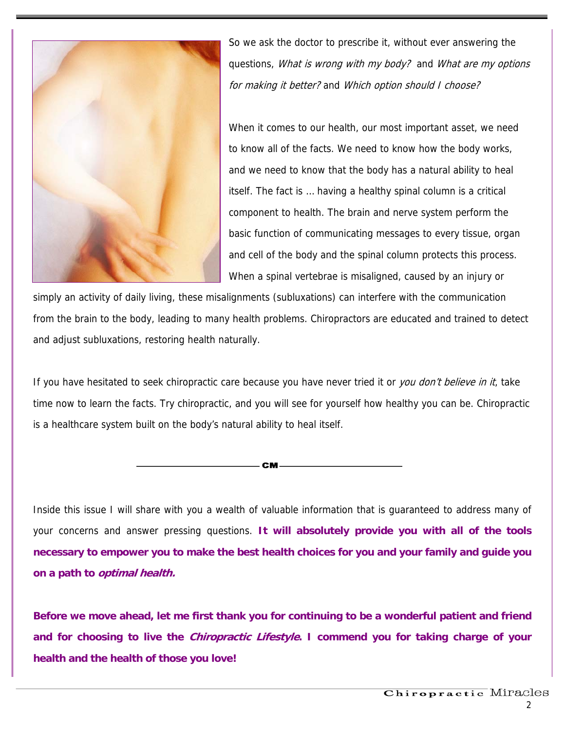So we ask the doctor to prescribe it, without ever answering the questions, *What is wrong with my body?* and *What are my options for making it better?* and *Which option should I choose?*

When it comes to our health, our most important asset, we need to know all of the facts. We need to know how the body works, and we need to know that the body has a natural ability to heal itself. The fact is … having a healthy spinal column is a critical component to health. The brain and nerve system perform the basic function of communicating messages to every tissue, organ and cell of the body and the spinal column protects this process. When a spinal vertebrae is misaligned, caused by an injury or simply an activity of daily living, these misalignments (subluxations) can interfere with the communication from the brain to the body, leading to many health problems. Chiropractors are educated and trained to detect and adjust subluxations, restoring health naturally.

If you have hesitated to seek chiropractic care because you have never tried it or *you don't believe in it*, take time now to learn the facts. Try chiropractic, and you will see for yourself how healthy you can be. Chiropractic is a healthcare system built on the body's natural ability to heal itself.

**CM**

Inside this issue I will share with you a wealth of valuable information that is guaranteed to address many of your concerns and answer pressing questions. **It will absolutely provide you with all of the tools necessary to empower you to make the best health choices for you and your family and guide you on a path to *optimal health.***

**Before we move ahead, let me first thank you for continuing to be a wonderful patient and friend and for choosing to live the *Chiropractic Lifestyle*. I commend you for taking charge of your health and the health of those you love!**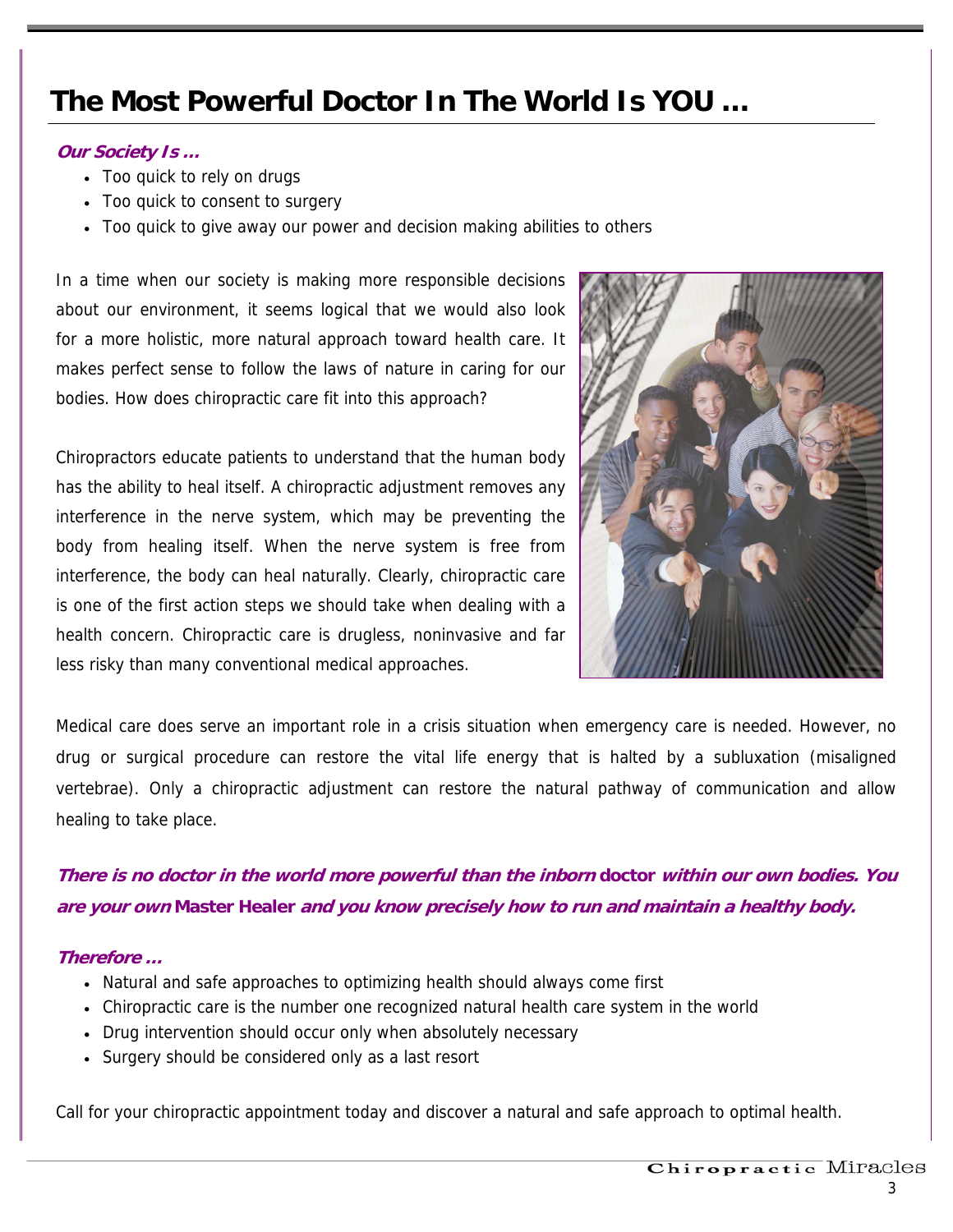# The Most Powerful Doctor In The World Is YOU ...

***Our Society Is ...***

- Too quick to rely on drugs
- Too quick to consent to surgery
- Too quick to give away our power and decision making abilities to others

In a time when our society is making more responsible decisions about our environment, it seems logical that we would also look for a more holistic, more natural approach toward health care. It makes perfect sense to follow the laws of nature in caring for our bodies. How does chiropractic care fit into this approach?

Chiropractors educate patients to understand that the human body has the ability to heal itself. A chiropractic adjustment removes any interference in the nerve system, which may be preventing the body from healing itself. When the nerve system is free from interference, the body can heal naturally. Clearly, chiropractic care is one of the first action steps we should take when dealing with a health concern. Chiropractic care is drugless, noninvasive and far less risky than many conventional medical approaches.

Medical care does serve an important role in a crisis situation when emergency care is needed. However, no drug or surgical procedure can restore the vital life energy that is halted by a subluxation (misaligned vertebrae). Only a chiropractic adjustment can restore the natural pathway of communication and allow healing to take place.

***There is no doctor in the world more powerful than the inborn*** **doctor** ***within our own bodies. You are your own*** **Master Healer** ***and you know precisely how to run and maintain a healthy body.***

***Therefore ...***

- Natural and safe approaches to optimizing health should always come first
- Chiropractic care is the number one recognized natural health care system in the world
- Drug intervention should occur only when absolutely necessary
- Surgery should be considered only as a last resort

Call for your chiropractic appointment today and discover a natural and safe approach to optimal health.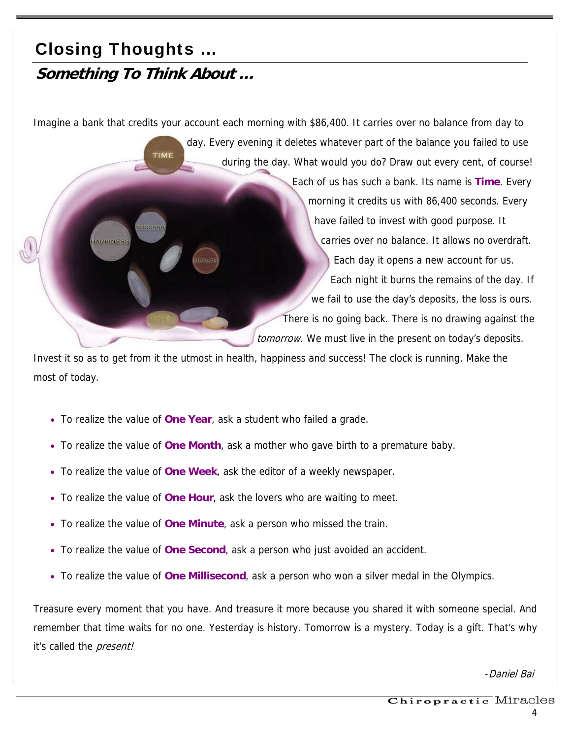## Closing Thoughts …

### *Something To Think About …*

Imagine a bank that credits your account each morning with $86,400. It carries over no balance from day to day. Every evening it deletes whatever part of the balance you failed to use during the day. What would you do? Draw out every cent, of course! Each of us has such a bank. Its name is **Time**. Every morning it credits us with 86,400 seconds. Every have failed to invest with good purpose. It carries over no balance. It allows no overdraft. Each day it opens a new account for us. Each night it burns the remains of the day. If we fail to use the day's deposits, the loss is ours. There is no going back. There is no drawing against the *tomorrow*. We must live in the present on today's deposits. Invest it so as to get from it the utmost in health, happiness and success! The clock is running. Make the most of today.

- To realize the value of **One Year**, ask a student who failed a grade.
- To realize the value of **One Month**, ask a mother who gave birth to a premature baby.
- To realize the value of **One Week**, ask the editor of a weekly newspaper.
- To realize the value of **One Hour**, ask the lovers who are waiting to meet.
- To realize the value of **One Minute**, ask a person who missed the train.
- To realize the value of **One Second**, ask a person who just avoided an accident.
- To realize the value of **One Millisecond**, ask a person who won a silver medal in the Olympics.

Treasure every moment that you have. And treasure it more because you shared it with someone special. And remember that time waits for no one. Yesterday is history. Tomorrow is a mystery. Today is a gift. That's why it's called the *present!*

*-Daniel Bai*